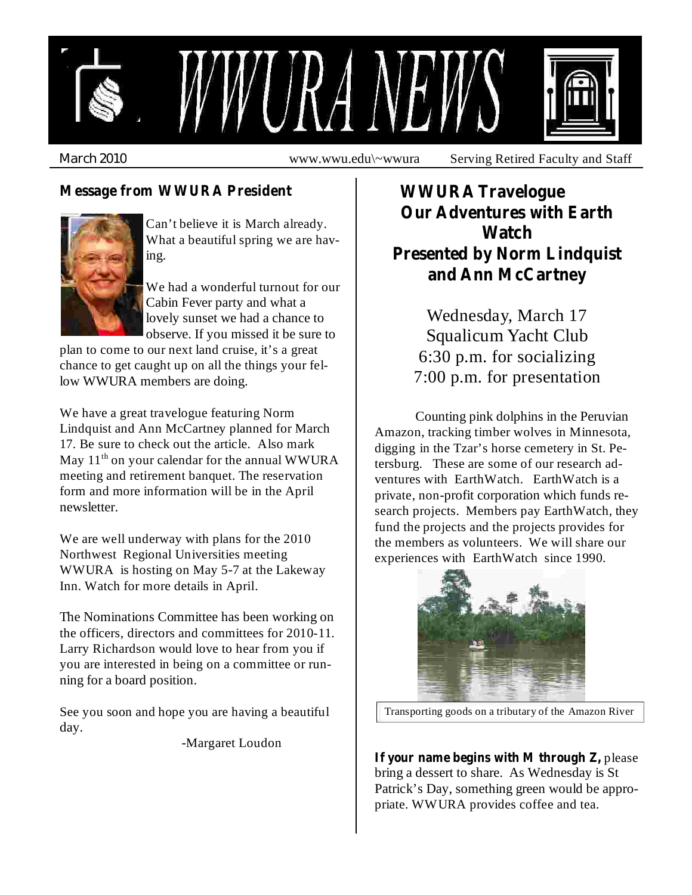# WWURA NEWS

March 2010 | www.wwu.edu\~wwura | Serving Retired Faculty and Staff

## Message from WWURA President

Can't believe it is March already. What a beautiful spring we are having.

We had a wonderful turnout for our Cabin Fever party and what a lovely sunset we had a chance to observe. If you missed it be sure to plan to come to our next land cruise, it's a great chance to get caught up on all the things your fellow WWURA members are doing.

We have a great travelogue featuring Norm Lindquist and Ann McCartney planned for March 17. Be sure to check out the article. Also mark May 11th on your calendar for the annual WWURA meeting and retirement banquet. The reservation form and more information will be in the April newsletter.

We are well underway with plans for the 2010 Northwest Regional Universities meeting WWURA is hosting on May 5-7 at the Lakeway Inn. Watch for more details in April.

The Nominations Committee has been working on the officers, directors and committees for 2010-11. Larry Richardson would love to hear from you if you are interested in being on a committee or running for a board position.

See you soon and hope you are having a beautiful day.

-Margaret Loudon

## WWURA Travelogue
## Our Adventures with Earth Watch
## Presented by Norm Lindquist and Ann McCartney

Wednesday, March 17
Squalicum Yacht Club
6:30 p.m. for socializing
7:00 p.m. for presentation

Counting pink dolphins in the Peruvian Amazon, tracking timber wolves in Minnesota, digging in the Tzar's horse cemetery in St. Petersburg. These are some of our research adventures with EarthWatch. EarthWatch is a private, non-profit corporation which funds research projects. Members pay EarthWatch, they fund the projects and the projects provides for the members as volunteers. We will share our experiences with EarthWatch since 1990.

Transporting goods on a tributary of the Amazon River

**If your name begins with M through Z,** please bring a dessert to share. As Wednesday is St Patrick's Day, something green would be appropriate. WWURA provides coffee and tea.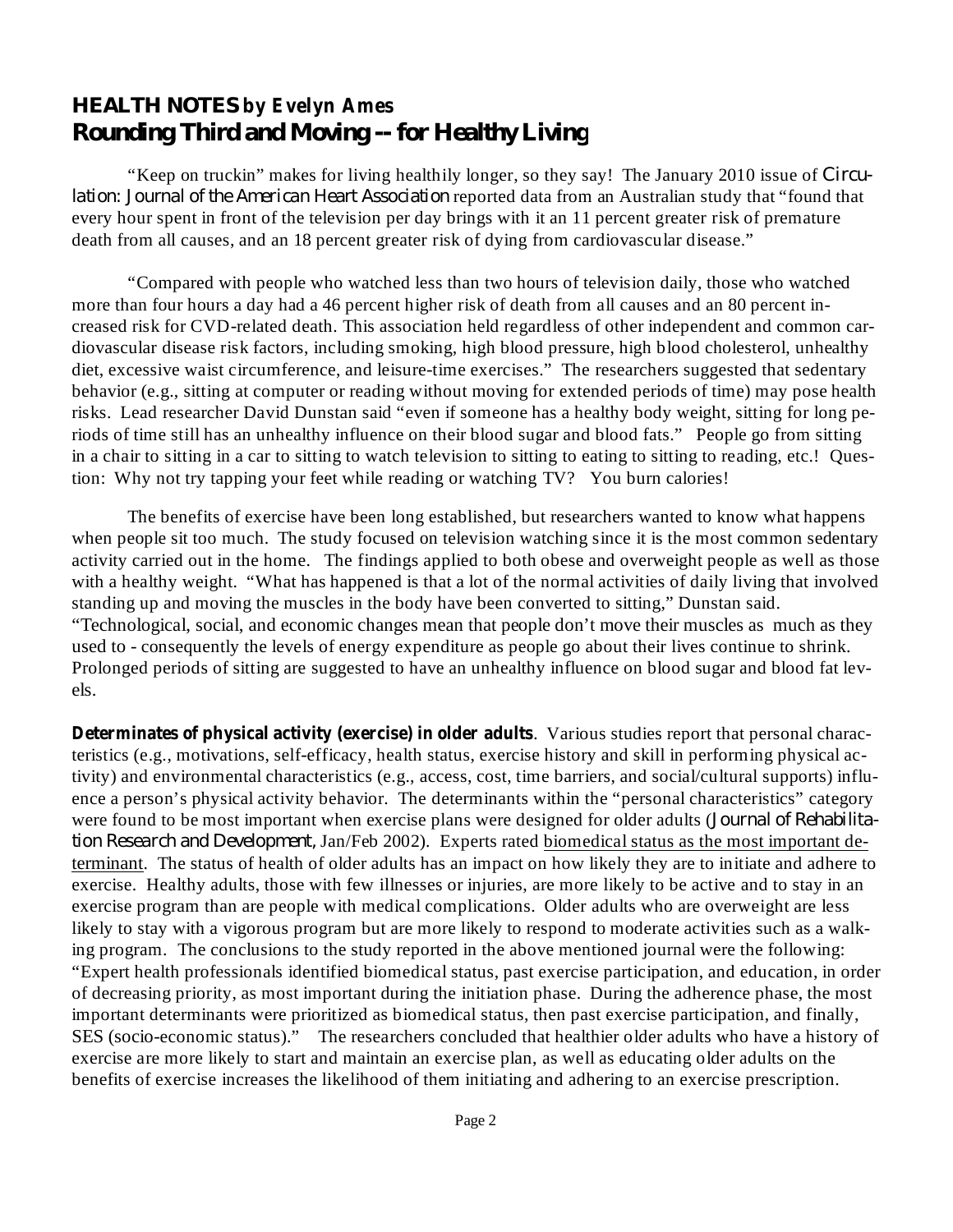## HEALTH NOTES *by Evelyn Ames*
## Rounding Third and Moving -- for Healthy Living

"Keep on truckin" makes for living healthily longer, so they say! The January 2010 issue of *Circulation: Journal of the American Heart Association* reported data from an Australian study that "found that every hour spent in front of the television per day brings with it an 11 percent greater risk of premature death from all causes, and an 18 percent greater risk of dying from cardiovascular disease."

"Compared with people who watched less than two hours of television daily, those who watched more than four hours a day had a 46 percent higher risk of death from all causes and an 80 percent increased risk for CVD-related death. This association held regardless of other independent and common cardiovascular disease risk factors, including smoking, high blood pressure, high blood cholesterol, unhealthy diet, excessive waist circumference, and leisure-time exercises." The researchers suggested that sedentary behavior (e.g., sitting at computer or reading without moving for extended periods of time) may pose health risks. Lead researcher David Dunstan said "even if someone has a healthy body weight, sitting for long periods of time still has an unhealthy influence on their blood sugar and blood fats." People go from sitting in a chair to sitting in a car to sitting to watch television to sitting to eating to sitting to reading, etc.! Question: Why not try tapping your feet while reading or watching TV? You burn calories!

The benefits of exercise have been long established, but researchers wanted to know what happens when people sit too much. The study focused on television watching since it is the most common sedentary activity carried out in the home. The findings applied to both obese and overweight people as well as those with a healthy weight. "What has happened is that a lot of the normal activities of daily living that involved standing up and moving the muscles in the body have been converted to sitting," Dunstan said. "Technological, social, and economic changes mean that people don't move their muscles as much as they used to - consequently the levels of energy expenditure as people go about their lives continue to shrink. Prolonged periods of sitting are suggested to have an unhealthy influence on blood sugar and blood fat levels.

**Determinates of physical activity (exercise) in older adults**. Various studies report that personal characteristics (e.g., motivations, self-efficacy, health status, exercise history and skill in performing physical activity) and environmental characteristics (e.g., access, cost, time barriers, and social/cultural supports) influence a person's physical activity behavior. The determinants within the "personal characteristics" category were found to be most important when exercise plans were designed for older adults (*Journal of Rehabilitation Research and Development,* Jan/Feb 2002). Experts rated <u>biomedical status as the most important determinant</u>. The status of health of older adults has an impact on how likely they are to initiate and adhere to exercise. Healthy adults, those with few illnesses or injuries, are more likely to be active and to stay in an exercise program than are people with medical complications. Older adults who are overweight are less likely to stay with a vigorous program but are more likely to respond to moderate activities such as a walking program. The conclusions to the study reported in the above mentioned journal were the following: "Expert health professionals identified biomedical status, past exercise participation, and education, in order of decreasing priority, as most important during the initiation phase. During the adherence phase, the most important determinants were prioritized as biomedical status, then past exercise participation, and finally, SES (socio-economic status)." The researchers concluded that healthier older adults who have a history of exercise are more likely to start and maintain an exercise plan, as well as educating older adults on the benefits of exercise increases the likelihood of them initiating and adhering to an exercise prescription.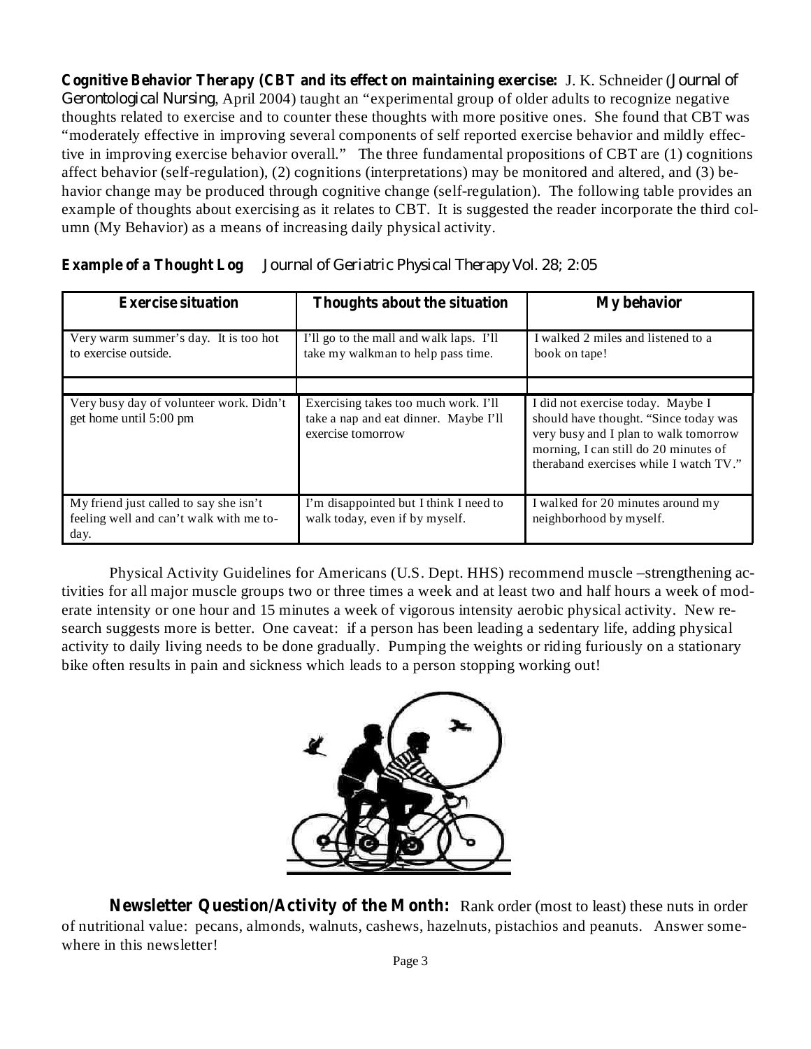**Cognitive Behavior Therapy (CBT and its effect on maintaining exercise:** J. K. Schneider (*Journal of Gerontological Nursing*, April 2004) taught an "experimental group of older adults to recognize negative thoughts related to exercise and to counter these thoughts with more positive ones. She found that CBT was "moderately effective in improving several components of self reported exercise behavior and mildly effective in improving exercise behavior overall." The three fundamental propositions of CBT are (1) cognitions affect behavior (self-regulation), (2) cognitions (interpretations) may be monitored and altered, and (3) behavior change may be produced through cognitive change (self-regulation). The following table provides an example of thoughts about exercising as it relates to CBT. It is suggested the reader incorporate the third column (My Behavior) as a means of increasing daily physical activity.

**Example of a Thought Log** *Journal of Geriatric Physical Therapy Vol. 28; 2:05*

| Exercise situation | Thoughts about the situation | My behavior |
|---|---|---|
| Very warm summer's day. It is too hot to exercise outside. | I'll go to the mall and walk laps. I'll take my walkman to help pass time. | I walked 2 miles and listened to a book on tape! |
| | | |
| Very busy day of volunteer work. Didn't get home until 5:00 pm | Exercising takes too much work. I'll take a nap and eat dinner. Maybe I'll exercise tomorrow | I did not exercise today. Maybe I should have thought. "Since today was very busy and I plan to walk tomorrow morning, I can still do 20 minutes of theraband exercises while I watch TV." |
| My friend just called to say she isn't feeling well and can't walk with me today. | I'm disappointed but I think I need to walk today, even if by myself. | I walked for 20 minutes around my neighborhood by myself. |

Physical Activity Guidelines for Americans (U.S. Dept. HHS) recommend muscle –strengthening activities for all major muscle groups two or three times a week and at least two and half hours a week of moderate intensity or one hour and 15 minutes a week of vigorous intensity aerobic physical activity. New research suggests more is better. One caveat: if a person has been leading a sedentary life, adding physical activity to daily living needs to be done gradually. Pumping the weights or riding furiously on a stationary bike often results in pain and sickness which leads to a person stopping working out!

**Newsletter Question/Activity of the Month:** Rank order (most to least) these nuts in order of nutritional value: pecans, almonds, walnuts, cashews, hazelnuts, pistachios and peanuts. Answer somewhere in this newsletter!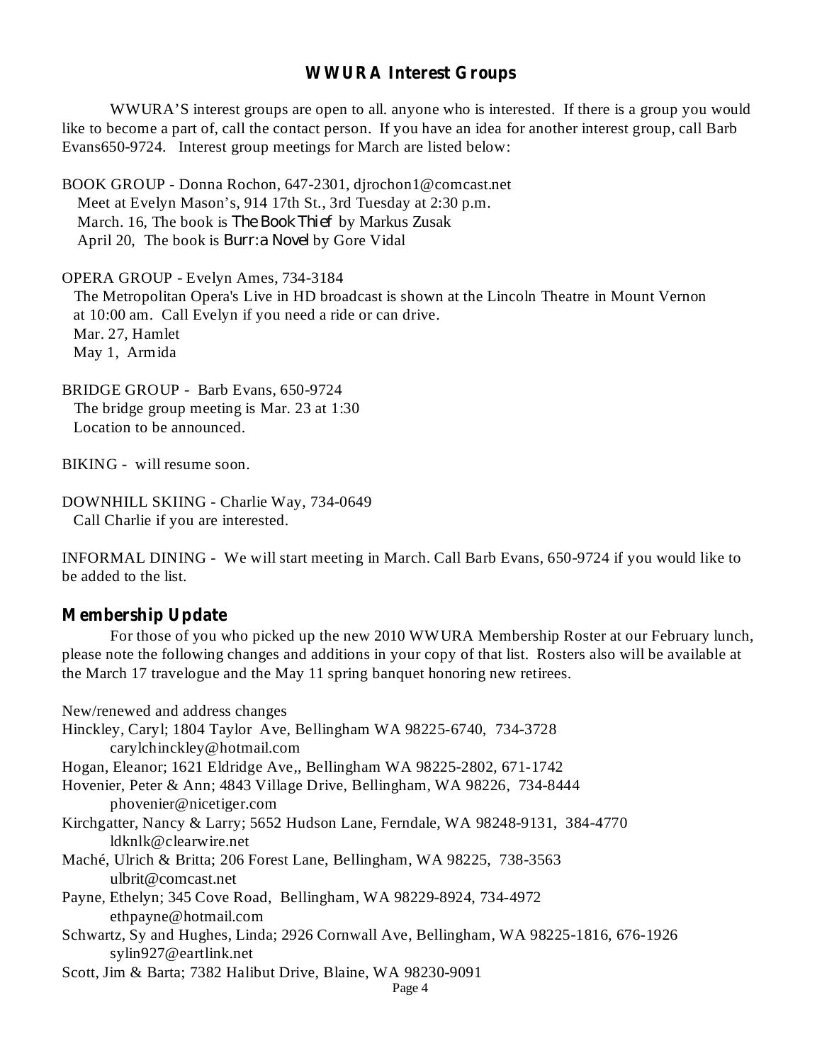## WWURA Interest Groups

WWURA'S interest groups are open to all. anyone who is interested. If there is a group you would like to become a part of, call the contact person. If you have an idea for another interest group, call Barb Evans650-9724. Interest group meetings for March are listed below:

BOOK GROUP - Donna Rochon, 647-2301, djrochon1@comcast.net
Meet at Evelyn Mason's, 914 17th St., 3rd Tuesday at 2:30 p.m.
March. 16, The book is *The Book Thief* by Markus Zusak
April 20, The book is *Burr: a Novel* by Gore Vidal

OPERA GROUP - Evelyn Ames, 734-3184
The Metropolitan Opera's Live in HD broadcast is shown at the Lincoln Theatre in Mount Vernon at 10:00 am. Call Evelyn if you need a ride or can drive.
Mar. 27, Hamlet
May 1, Armida

BRIDGE GROUP - Barb Evans, 650-9724
The bridge group meeting is Mar. 23 at 1:30
Location to be announced.

BIKING - will resume soon.

DOWNHILL SKIING - Charlie Way, 734-0649
Call Charlie if you are interested.

INFORMAL DINING - We will start meeting in March. Call Barb Evans, 650-9724 if you would like to be added to the list.

## Membership Update

For those of you who picked up the new 2010 WWURA Membership Roster at our February lunch, please note the following changes and additions in your copy of that list. Rosters also will be available at the March 17 travelogue and the May 11 spring banquet honoring new retirees.

New/renewed and address changes

Hinckley, Caryl; 1804 Taylor Ave, Bellingham WA 98225-6740, 734-3728
carylchinckley@hotmail.com

Hogan, Eleanor; 1621 Eldridge Ave,, Bellingham WA 98225-2802, 671-1742

Hovenier, Peter & Ann; 4843 Village Drive, Bellingham, WA 98226, 734-8444
phovenier@nicetiger.com

Kirchgatter, Nancy & Larry; 5652 Hudson Lane, Ferndale, WA 98248-9131, 384-4770
ldknlk@clearwire.net

Maché, Ulrich & Britta; 206 Forest Lane, Bellingham, WA 98225, 738-3563
ulbrit@comcast.net

Payne, Ethelyn; 345 Cove Road, Bellingham, WA 98229-8924, 734-4972
ethpayne@hotmail.com

Schwartz, Sy and Hughes, Linda; 2926 Cornwall Ave, Bellingham, WA 98225-1816, 676-1926
sylin927@eartlink.net

Scott, Jim & Barta; 7382 Halibut Drive, Blaine, WA 98230-9091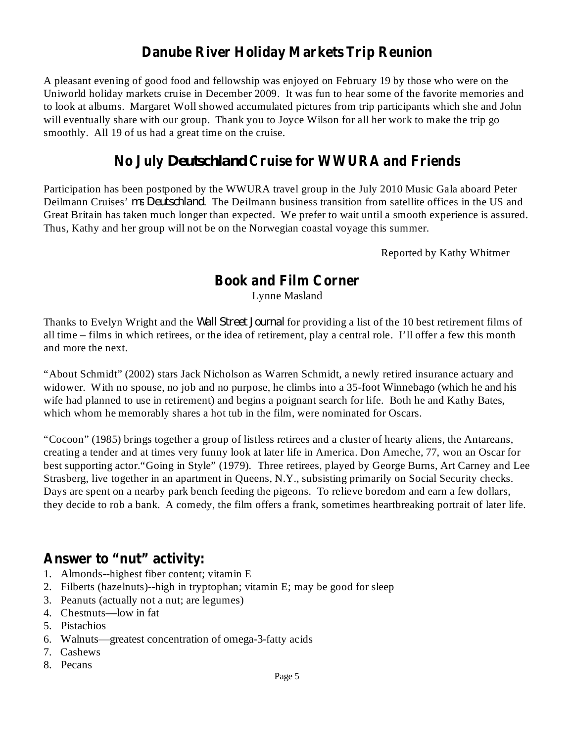## Danube River Holiday Markets Trip Reunion

A pleasant evening of good food and fellowship was enjoyed on February 19 by those who were on the Uniworld holiday markets cruise in December 2009. It was fun to hear some of the favorite memories and to look at albums. Margaret Woll showed accumulated pictures from trip participants which she and John will eventually share with our group. Thank you to Joyce Wilson for all her work to make the trip go smoothly. All 19 of us had a great time on the cruise.

## No July *Deutschland* Cruise for WWURA and Friends

Participation has been postponed by the WWURA travel group in the July 2010 Music Gala aboard Peter Deilmann Cruises' *ms Deutschland*. The Deilmann business transition from satellite offices in the US and Great Britain has taken much longer than expected. We prefer to wait until a smooth experience is assured. Thus, Kathy and her group will not be on the Norwegian coastal voyage this summer.

Reported by Kathy Whitmer

## Book and Film Corner

Lynne Masland

Thanks to Evelyn Wright and the *Wall Street Journal* for providing a list of the 10 best retirement films of all time – films in which retirees, or the idea of retirement, play a central role. I'll offer a few this month and more the next.

"About Schmidt" (2002) stars Jack Nicholson as Warren Schmidt, a newly retired insurance actuary and widower. With no spouse, no job and no purpose, he climbs into a 35-foot Winnebago (which he and his wife had planned to use in retirement) and begins a poignant search for life. Both he and Kathy Bates, which whom he memorably shares a hot tub in the film, were nominated for Oscars.

"Cocoon" (1985) brings together a group of listless retirees and a cluster of hearty aliens, the Antareans, creating a tender and at times very funny look at later life in America. Don Ameche, 77, won an Oscar for best supporting actor."Going in Style" (1979). Three retirees, played by George Burns, Art Carney and Lee Strasberg, live together in an apartment in Queens, N.Y., subsisting primarily on Social Security checks. Days are spent on a nearby park bench feeding the pigeons. To relieve boredom and earn a few dollars, they decide to rob a bank. A comedy, the film offers a frank, sometimes heartbreaking portrait of later life.

## Answer to "nut" activity:

1. Almonds--highest fiber content; vitamin E
2. Filberts (hazelnuts)--high in tryptophan; vitamin E; may be good for sleep
3. Peanuts (actually not a nut; are legumes)
4. Chestnuts—low in fat
5. Pistachios
6. Walnuts—greatest concentration of omega-3-fatty acids
7. Cashews
8. Pecans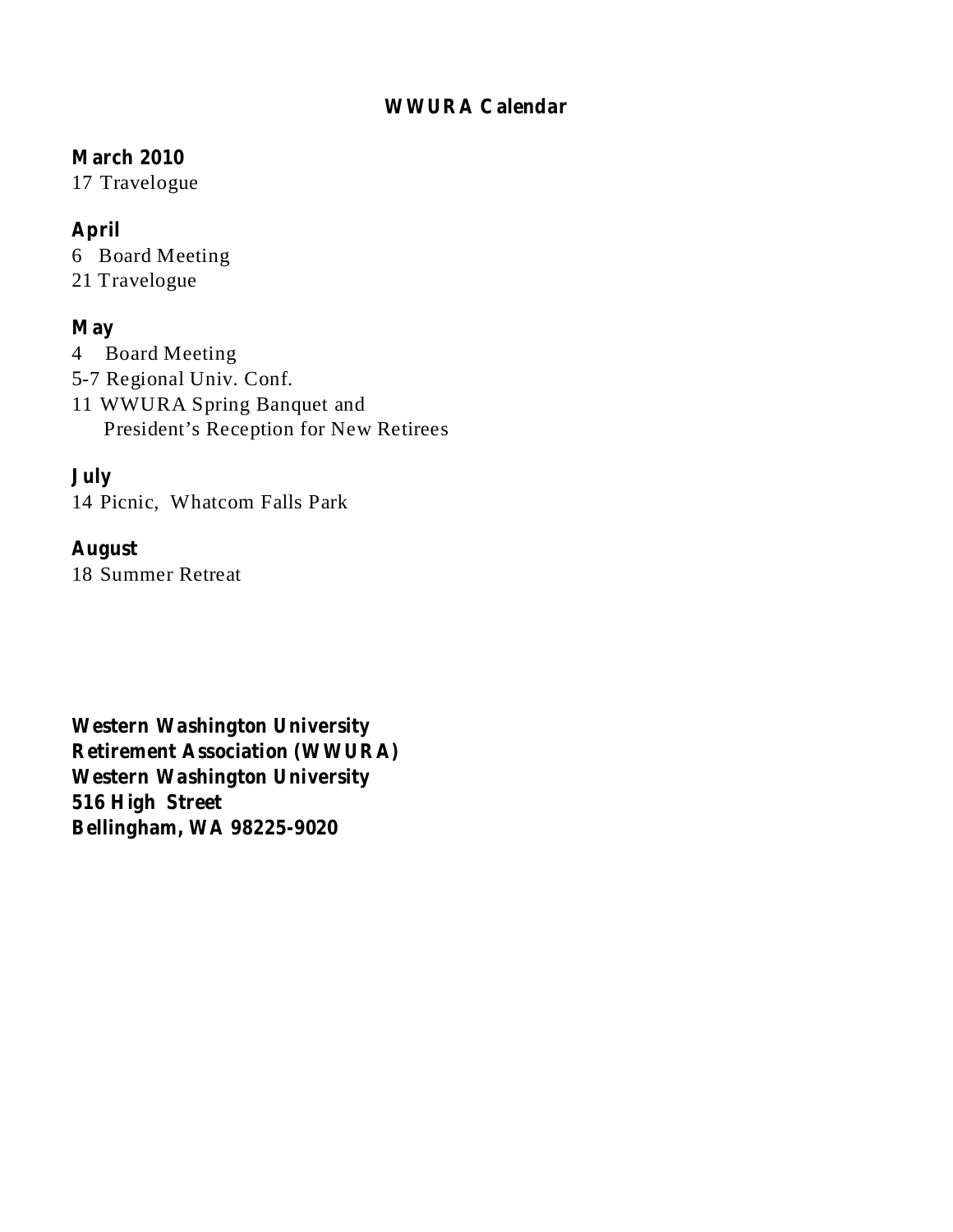## WWURA Calendar

**March 2010**

17 Travelogue

**April**

6 Board Meeting
21 Travelogue

**May**

4 Board Meeting
5-7 Regional Univ. Conf.
11 WWURA Spring Banquet and
President's Reception for New Retirees

**July**

14 Picnic, Whatcom Falls Park

**August**

18 Summer Retreat

**Western Washington University**
**Retirement Association (WWURA)**
**Western Washington University**
**516 High Street**
**Bellingham, WA 98225-9020**